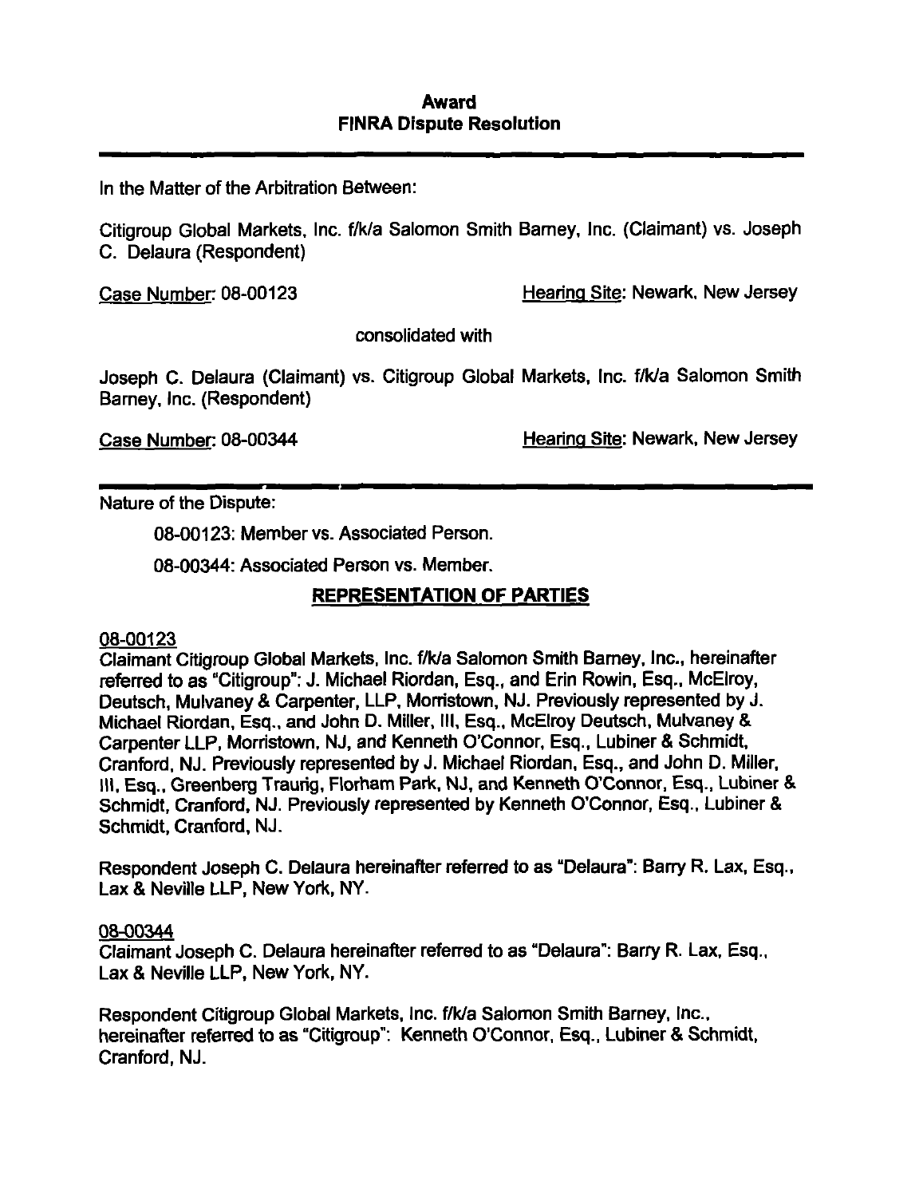**Award**
**FINRA Dispute Resolution**

---

In the Matter of the Arbitration Between:

Citigroup Global Markets, Inc. f/k/a Salomon Smith Barney, Inc. (Claimant) vs. Joseph C. Delaura (Respondent)

Case Number: 08-00123 Hearing Site: Newark, New Jersey

consolidated with

Joseph C. Delaura (Claimant) vs. Citigroup Global Markets, Inc. f/k/a Salomon Smith Barney, Inc. (Respondent)

Case Number: 08-00344 Hearing Site: Newark, New Jersey

---

Nature of the Dispute:

08-00123: Member vs. Associated Person.

08-00344: Associated Person vs. Member.

## REPRESENTATION OF PARTIES

08-00123

Claimant Citigroup Global Markets, Inc. f/k/a Salomon Smith Barney, Inc., hereinafter referred to as "Citigroup": J. Michael Riordan, Esq., and Erin Rowin, Esq., McElroy, Deutsch, Mulvaney & Carpenter, LLP, Morristown, NJ. Previously represented by J. Michael Riordan, Esq., and John D. Miller, III, Esq., McElroy Deutsch, Mulvaney & Carpenter LLP, Morristown, NJ, and Kenneth O'Connor, Esq., Lubiner & Schmidt, Cranford, NJ. Previously represented by J. Michael Riordan, Esq., and John D. Miller, III, Esq., Greenberg Traurig, Florham Park, NJ, and Kenneth O'Connor, Esq., Lubiner & Schmidt, Cranford, NJ. Previously represented by Kenneth O'Connor, Esq., Lubiner & Schmidt, Cranford, NJ.

Respondent Joseph C. Delaura hereinafter referred to as "Delaura": Barry R. Lax, Esq., Lax & Neville LLP, New York, NY.

08-00344

Claimant Joseph C. Delaura hereinafter referred to as "Delaura": Barry R. Lax, Esq., Lax & Neville LLP, New York, NY.

Respondent Citigroup Global Markets, Inc. f/k/a Salomon Smith Barney, Inc., hereinafter referred to as "Citigroup": Kenneth O'Connor, Esq., Lubiner & Schmidt, Cranford, NJ.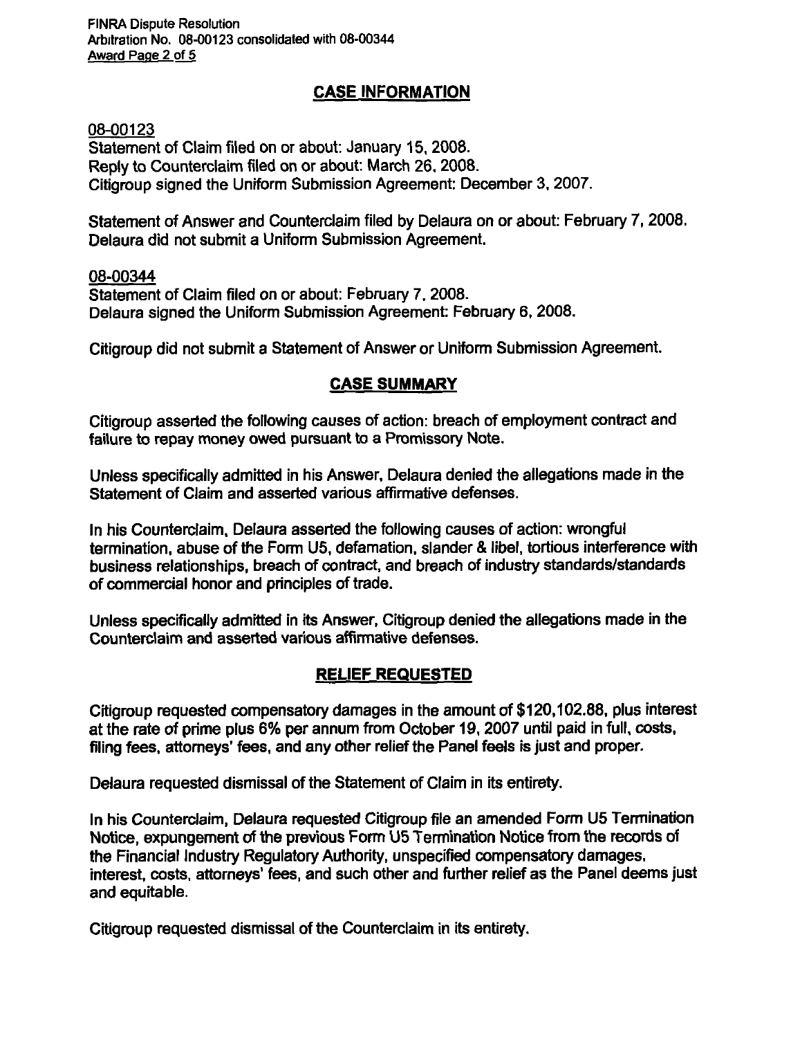## CASE INFORMATION

08-00123
Statement of Claim filed on or about: January 15, 2008.
Reply to Counterclaim filed on or about: March 26, 2008.
Citigroup signed the Uniform Submission Agreement: December 3, 2007.

Statement of Answer and Counterclaim filed by Delaura on or about: February 7, 2008.
Delaura did not submit a Uniform Submission Agreement.

08-00344
Statement of Claim filed on or about: February 7, 2008.
Delaura signed the Uniform Submission Agreement: February 6, 2008.

Citigroup did not submit a Statement of Answer or Uniform Submission Agreement.

## CASE SUMMARY

Citigroup asserted the following causes of action: breach of employment contract and failure to repay money owed pursuant to a Promissory Note.

Unless specifically admitted in his Answer, Delaura denied the allegations made in the Statement of Claim and asserted various affirmative defenses.

In his Counterclaim, Delaura asserted the following causes of action: wrongful termination, abuse of the Form U5, defamation, slander & libel, tortious interference with business relationships, breach of contract, and breach of industry standards/standards of commercial honor and principles of trade.

Unless specifically admitted in its Answer, Citigroup denied the allegations made in the Counterclaim and asserted various affirmative defenses.

## RELIEF REQUESTED

Citigroup requested compensatory damages in the amount of $120,102.88, plus interest at the rate of prime plus 6% per annum from October 19, 2007 until paid in full, costs, filing fees, attorneys' fees, and any other relief the Panel feels is just and proper.

Delaura requested dismissal of the Statement of Claim in its entirety.

In his Counterclaim, Delaura requested Citigroup file an amended Form U5 Termination Notice, expungement of the previous Form U5 Termination Notice from the records of the Financial Industry Regulatory Authority, unspecified compensatory damages, interest, costs, attorneys' fees, and such other and further relief as the Panel deems just and equitable.

Citigroup requested dismissal of the Counterclaim in its entirety.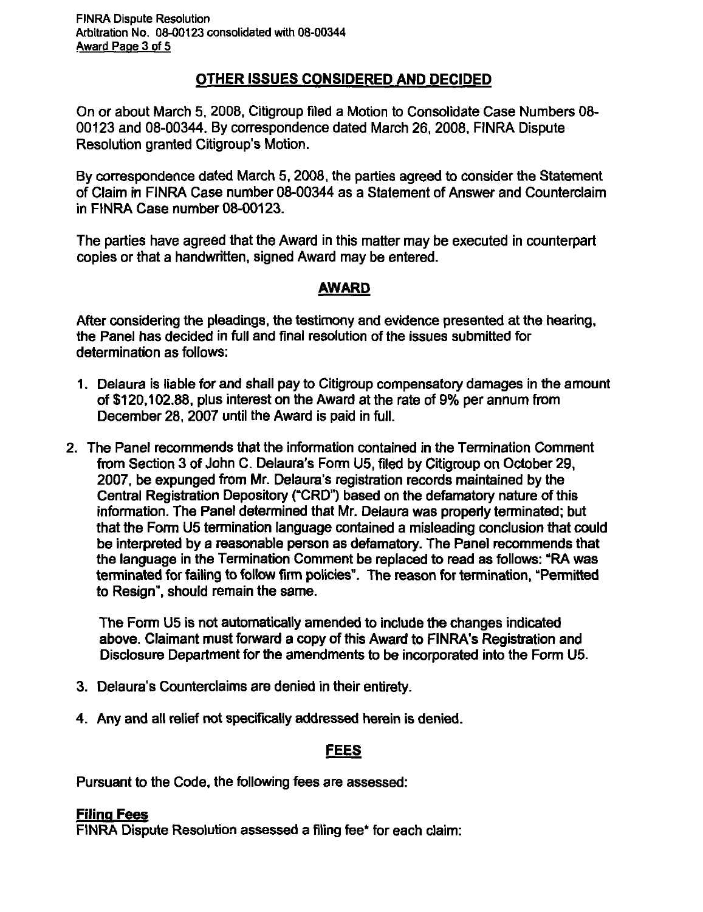## OTHER ISSUES CONSIDERED AND DECIDED

On or about March 5, 2008, Citigroup filed a Motion to Consolidate Case Numbers 08-00123 and 08-00344. By correspondence dated March 26, 2008, FINRA Dispute Resolution granted Citigroup's Motion.

By correspondence dated March 5, 2008, the parties agreed to consider the Statement of Claim in FINRA Case number 08-00344 as a Statement of Answer and Counterclaim in FINRA Case number 08-00123.

The parties have agreed that the Award in this matter may be executed in counterpart copies or that a handwritten, signed Award may be entered.

## AWARD

After considering the pleadings, the testimony and evidence presented at the hearing, the Panel has decided in full and final resolution of the issues submitted for determination as follows:

1. Delaura is liable for and shall pay to Citigroup compensatory damages in the amount of $120,102.88, plus interest on the Award at the rate of 9% per annum from December 28, 2007 until the Award is paid in full.

2. The Panel recommends that the information contained in the Termination Comment from Section 3 of John C. Delaura's Form U5, filed by Citigroup on October 29, 2007, be expunged from Mr. Delaura's registration records maintained by the Central Registration Depository ("CRD") based on the defamatory nature of this information. The Panel determined that Mr. Delaura was properly terminated; but that the Form U5 termination language contained a misleading conclusion that could be interpreted by a reasonable person as defamatory. The Panel recommends that the language in the Termination Comment be replaced to read as follows: "RA was terminated for failing to follow firm policies". The reason for termination, "Permitted to Resign", should remain the same.

   The Form U5 is not automatically amended to include the changes indicated above. Claimant must forward a copy of this Award to FINRA's Registration and Disclosure Department for the amendments to be incorporated into the Form U5.

3. Delaura's Counterclaims are denied in their entirety.

4. Any and all relief not specifically addressed herein is denied.

## FEES

Pursuant to the Code, the following fees are assessed:

### Filing Fees

FINRA Dispute Resolution assessed a filing fee* for each claim: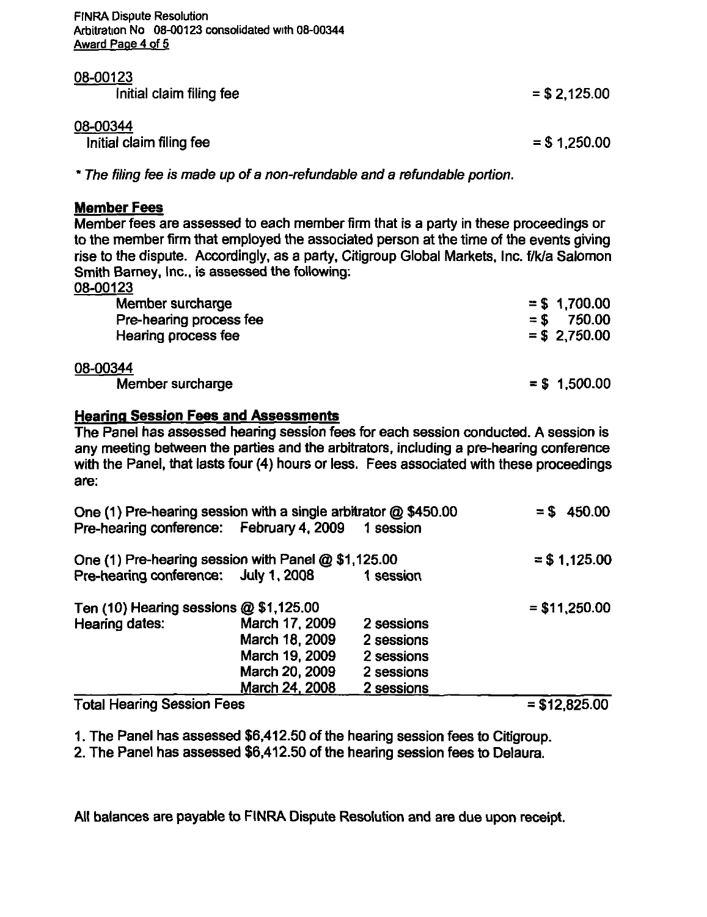08-00123

| | |
|---|---|
| Initial claim filing fee | = $ 2,125.00 |

08-00344

| | |
|---|---|
| Initial claim filing fee | = $ 1,250.00 |

*\* The filing fee is made up of a non-refundable and a refundable portion.*

**Member Fees**

Member fees are assessed to each member firm that is a party in these proceedings or to the member firm that employed the associated person at the time of the events giving rise to the dispute. Accordingly, as a party, Citigroup Global Markets, Inc. f/k/a Salomon Smith Barney, Inc., is assessed the following:

08-00123

| | |
|---|---|
| Member surcharge | = $ 1,700.00 |
| Pre-hearing process fee | = $ 750.00 |
| Hearing process fee | = $ 2,750.00 |

08-00344

| | |
|---|---|
| Member surcharge | = $ 1,500.00 |

**Hearing Session Fees and Assessments**

The Panel has assessed hearing session fees for each session conducted. A session is any meeting between the parties and the arbitrators, including a pre-hearing conference with the Panel, that lasts four (4) hours or less. Fees associated with these proceedings are:

| | | | |
|---|---|---|---|
| One (1) Pre-hearing session with a single arbitrator @ $450.00 | | | = $ 450.00 |
| Pre-hearing conference: | February 4, 2009 | 1 session | |
| One (1) Pre-hearing session with Panel @ $1,125.00 | | | = $ 1,125.00 |
| Pre-hearing conference: | July 1, 2008 | 1 session | |
| Ten (10) Hearing sessions @ $1,125.00 | | | = $11,250.00 |
| Hearing dates: | March 17, 2009 | 2 sessions | |
| | March 18, 2009 | 2 sessions | |
| | March 19, 2009 | 2 sessions | |
| | March 20, 2009 | 2 sessions | |
| | March 24, 2008 | 2 sessions | |
| Total Hearing Session Fees | | | = $12,825.00 |

1. The Panel has assessed $6,412.50 of the hearing session fees to Citigroup.
2. The Panel has assessed $6,412.50 of the hearing session fees to Delaura.

All balances are payable to FINRA Dispute Resolution and are due upon receipt.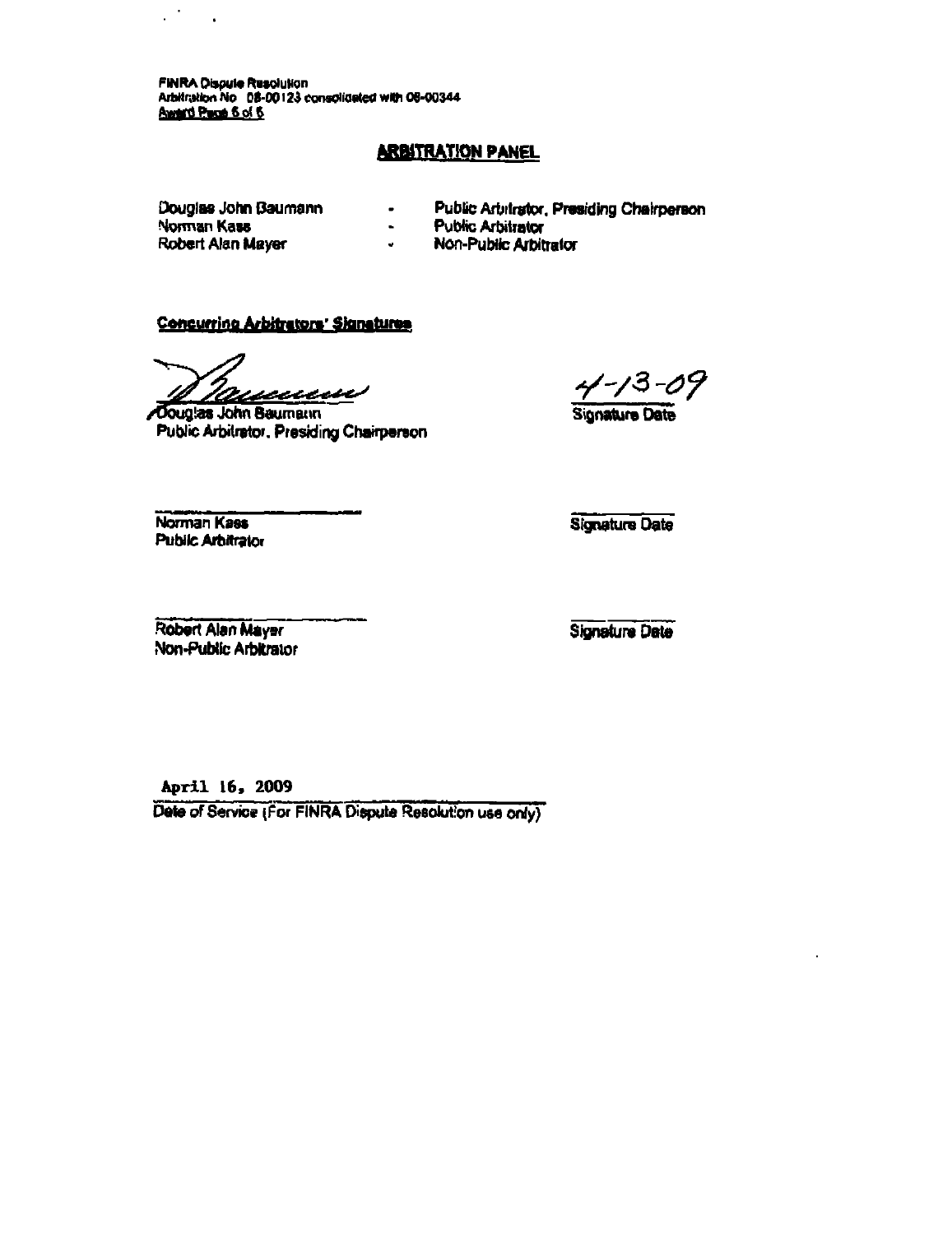FINRA Dispute Resolution
Arbitration No 08-00123 consolidated with 08-00344
Award Page 6 of 6

## ARBITRATION PANEL

| | | |
|---|---|---|
| Douglas John Baumann | - | Public Arbitrator, Presiding Chairperson |
| Norman Kass | - | Public Arbitrator |
| Robert Alan Mayer | - | Non-Public Arbitrator |

**Concurring Arbitrators' Signatures**

Douglas John Baumann
Public Arbitrator, Presiding Chairperson

4-13-09
Signature Date

Norman Kass
Public Arbitrator

Signature Date

Robert Alan Mayer
Non-Public Arbitrator

Signature Date

April 16, 2009
Date of Service (For FINRA Dispute Resolution use only)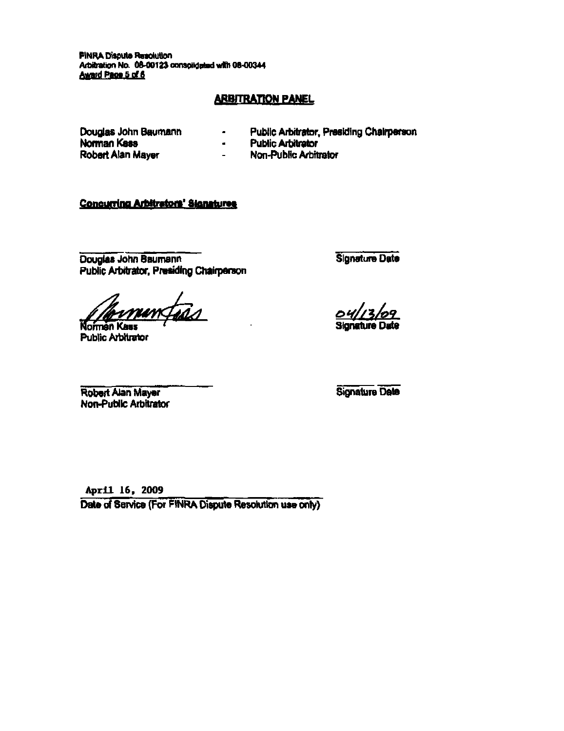FINRA Dispute Resolution
Arbitration No. 08-00123 consolidated with 08-00344
Award Page 5 of 6

## ARBITRATION PANEL

| | | |
|---|---|---|
| Douglas John Baumann | - | Public Arbitrator, Presiding Chairperson |
| Norman Kass | - | Public Arbitrator |
| Robert Alan Mayer | - | Non-Public Arbitrator |

**Concurring Arbitrators' Signatures**

Douglas John Baumann
Public Arbitrator, Presiding Chairperson

Signature Date

Norman Kass
Public Arbitrator

04/13/09
Signature Date

Robert Alan Mayer
Non-Public Arbitrator

Signature Date

April 16, 2009
Date of Service (For FINRA Dispute Resolution use only)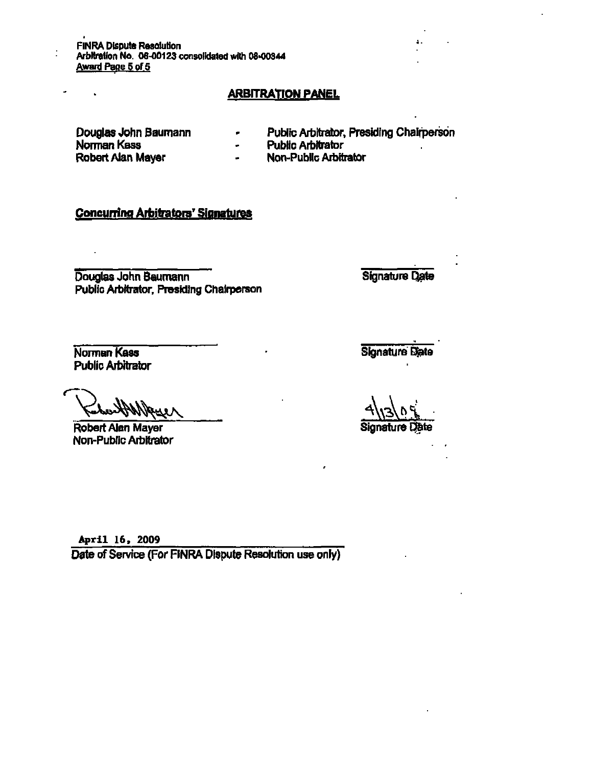FINRA Dispute Resolution
Arbitration No. 08-00123 consolidated with 08-00344

## ARBITRATION PANEL

| | | |
|---|---|---|
| Douglas John Baumann | - | Public Arbitrator, Presiding Chairperson |
| Norman Kass | - | Public Arbitrator |
| Robert Alan Mayer | - | Non-Public Arbitrator |

**Concurring Arbitrators' Signatures**

_______________________
Douglas John Baumann
Public Arbitrator, Presiding Chairperson

_______________
Signature Date

_______________________
Norman Kass
Public Arbitrator

_______________
Signature Date

_______________________
Robert Alan Mayer
Non-Public Arbitrator

4/13/09
Signature Date

April 16, 2009
Date of Service (For FINRA Dispute Resolution use only)